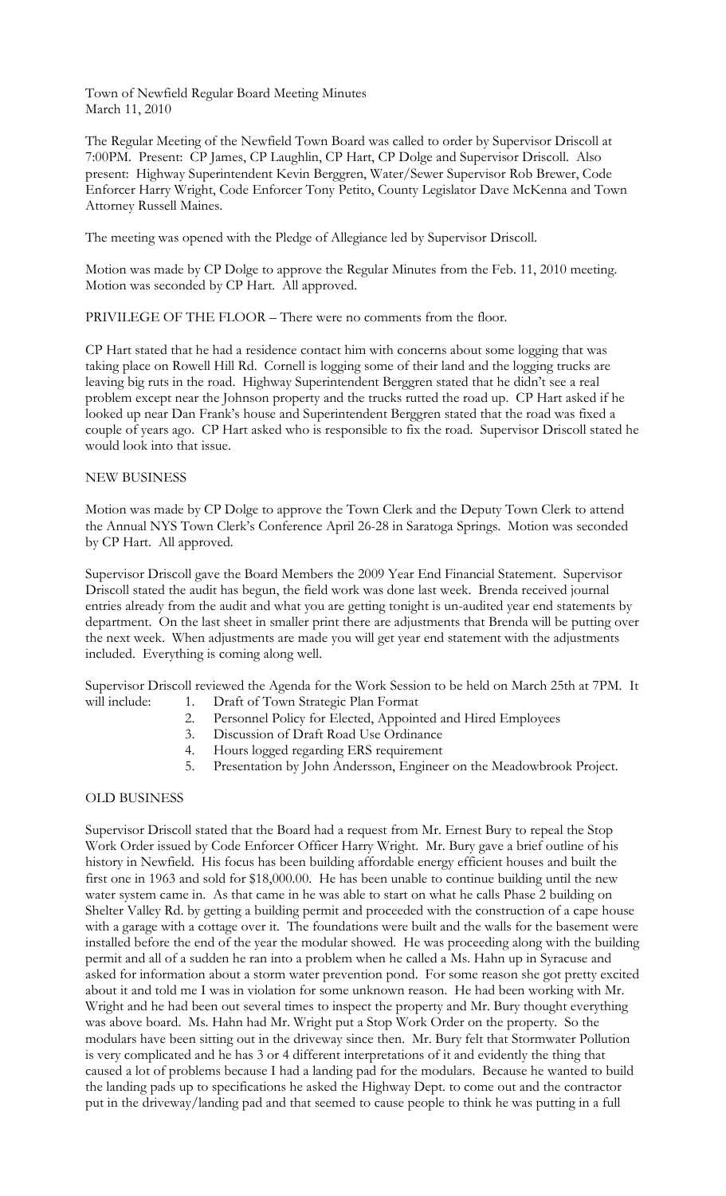Town of Newfield Regular Board Meeting Minutes
March 11, 2010

The Regular Meeting of the Newfield Town Board was called to order by Supervisor Driscoll at 7:00PM. Present: CP James, CP Laughlin, CP Hart, CP Dolge and Supervisor Driscoll. Also present: Highway Superintendent Kevin Berggren, Water/Sewer Supervisor Rob Brewer, Code Enforcer Harry Wright, Code Enforcer Tony Petito, County Legislator Dave McKenna and Town Attorney Russell Maines.

The meeting was opened with the Pledge of Allegiance led by Supervisor Driscoll.

Motion was made by CP Dolge to approve the Regular Minutes from the Feb. 11, 2010 meeting. Motion was seconded by CP Hart. All approved.

PRIVILEGE OF THE FLOOR – There were no comments from the floor.

CP Hart stated that he had a residence contact him with concerns about some logging that was taking place on Rowell Hill Rd. Cornell is logging some of their land and the logging trucks are leaving big ruts in the road. Highway Superintendent Berggren stated that he didn't see a real problem except near the Johnson property and the trucks rutted the road up. CP Hart asked if he looked up near Dan Frank's house and Superintendent Berggren stated that the road was fixed a couple of years ago. CP Hart asked who is responsible to fix the road. Supervisor Driscoll stated he would look into that issue.

NEW BUSINESS

Motion was made by CP Dolge to approve the Town Clerk and the Deputy Town Clerk to attend the Annual NYS Town Clerk's Conference April 26-28 in Saratoga Springs. Motion was seconded by CP Hart. All approved.

Supervisor Driscoll gave the Board Members the 2009 Year End Financial Statement. Supervisor Driscoll stated the audit has begun, the field work was done last week. Brenda received journal entries already from the audit and what you are getting tonight is un-audited year end statements by department. On the last sheet in smaller print there are adjustments that Brenda will be putting over the next week. When adjustments are made you will get year end statement with the adjustments included. Everything is coming along well.

Supervisor Driscoll reviewed the Agenda for the Work Session to be held on March 25th at 7PM. It will include:

1. Draft of Town Strategic Plan Format
2. Personnel Policy for Elected, Appointed and Hired Employees
3. Discussion of Draft Road Use Ordinance
4. Hours logged regarding ERS requirement
5. Presentation by John Andersson, Engineer on the Meadowbrook Project.

OLD BUSINESS

Supervisor Driscoll stated that the Board had a request from Mr. Ernest Bury to repeal the Stop Work Order issued by Code Enforcer Officer Harry Wright. Mr. Bury gave a brief outline of his history in Newfield. His focus has been building affordable energy efficient houses and built the first one in 1963 and sold for $18,000.00. He has been unable to continue building until the new water system came in. As that came in he was able to start on what he calls Phase 2 building on Shelter Valley Rd. by getting a building permit and proceeded with the construction of a cape house with a garage with a cottage over it. The foundations were built and the walls for the basement were installed before the end of the year the modular showed. He was proceeding along with the building permit and all of a sudden he ran into a problem when he called a Ms. Hahn up in Syracuse and asked for information about a storm water prevention pond. For some reason she got pretty excited about it and told me I was in violation for some unknown reason. He had been working with Mr. Wright and he had been out several times to inspect the property and Mr. Bury thought everything was above board. Ms. Hahn had Mr. Wright put a Stop Work Order on the property. So the modulars have been sitting out in the driveway since then. Mr. Bury felt that Stormwater Pollution is very complicated and he has 3 or 4 different interpretations of it and evidently the thing that caused a lot of problems because I had a landing pad for the modulars. Because he wanted to build the landing pads up to specifications he asked the Highway Dept. to come out and the contractor put in the driveway/landing pad and that seemed to cause people to think he was putting in a full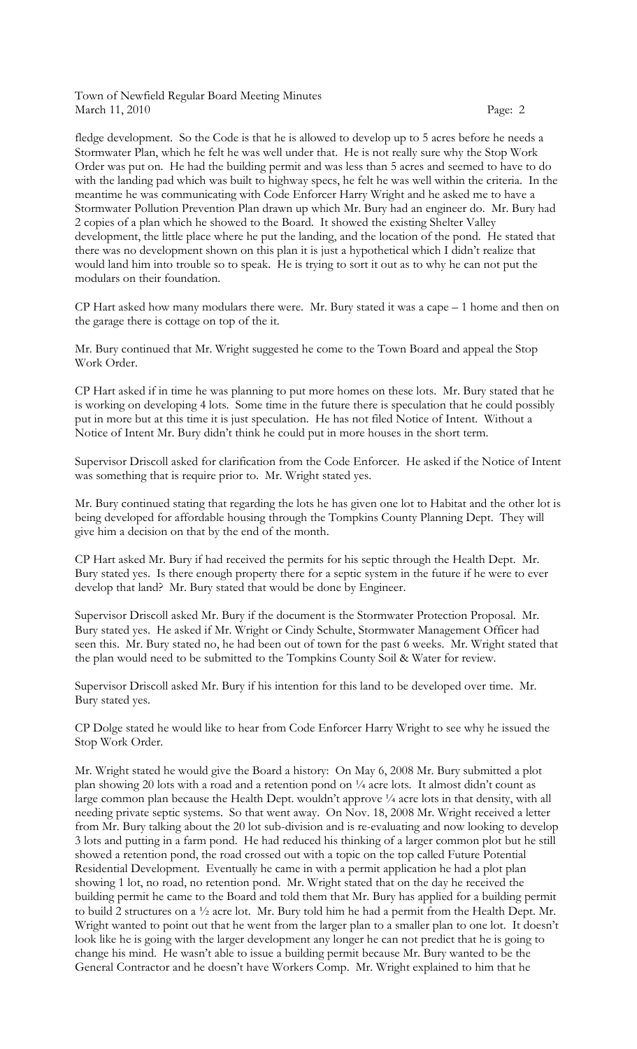fledge development. So the Code is that he is allowed to develop up to 5 acres before he needs a Stormwater Plan, which he felt he was well under that. He is not really sure why the Stop Work Order was put on. He had the building permit and was less than 5 acres and seemed to have to do with the landing pad which was built to highway specs, he felt he was well within the criteria. In the meantime he was communicating with Code Enforcer Harry Wright and he asked me to have a Stormwater Pollution Prevention Plan drawn up which Mr. Bury had an engineer do. Mr. Bury had 2 copies of a plan which he showed to the Board. It showed the existing Shelter Valley development, the little place where he put the landing, and the location of the pond. He stated that there was no development shown on this plan it is just a hypothetical which I didn't realize that would land him into trouble so to speak. He is trying to sort it out as to why he can not put the modulars on their foundation.

CP Hart asked how many modulars there were. Mr. Bury stated it was a cape – 1 home and then on the garage there is cottage on top of the it.

Mr. Bury continued that Mr. Wright suggested he come to the Town Board and appeal the Stop Work Order.

CP Hart asked if in time he was planning to put more homes on these lots. Mr. Bury stated that he is working on developing 4 lots. Some time in the future there is speculation that he could possibly put in more but at this time it is just speculation. He has not filed Notice of Intent. Without a Notice of Intent Mr. Bury didn't think he could put in more houses in the short term.

Supervisor Driscoll asked for clarification from the Code Enforcer. He asked if the Notice of Intent was something that is require prior to. Mr. Wright stated yes.

Mr. Bury continued stating that regarding the lots he has given one lot to Habitat and the other lot is being developed for affordable housing through the Tompkins County Planning Dept. They will give him a decision on that by the end of the month.

CP Hart asked Mr. Bury if had received the permits for his septic through the Health Dept. Mr. Bury stated yes. Is there enough property there for a septic system in the future if he were to ever develop that land? Mr. Bury stated that would be done by Engineer.

Supervisor Driscoll asked Mr. Bury if the document is the Stormwater Protection Proposal. Mr. Bury stated yes. He asked if Mr. Wright or Cindy Schulte, Stormwater Management Officer had seen this. Mr. Bury stated no, he had been out of town for the past 6 weeks. Mr. Wright stated that the plan would need to be submitted to the Tompkins County Soil & Water for review.

Supervisor Driscoll asked Mr. Bury if his intention for this land to be developed over time. Mr. Bury stated yes.

CP Dolge stated he would like to hear from Code Enforcer Harry Wright to see why he issued the Stop Work Order.

Mr. Wright stated he would give the Board a history: On May 6, 2008 Mr. Bury submitted a plot plan showing 20 lots with a road and a retention pond on ¼ acre lots. It almost didn't count as large common plan because the Health Dept. wouldn't approve ¼ acre lots in that density, with all needing private septic systems. So that went away. On Nov. 18, 2008 Mr. Wright received a letter from Mr. Bury talking about the 20 lot sub-division and is re-evaluating and now looking to develop 3 lots and putting in a farm pond. He had reduced his thinking of a larger common plot but he still showed a retention pond, the road crossed out with a topic on the top called Future Potential Residential Development. Eventually he came in with a permit application he had a plot plan showing 1 lot, no road, no retention pond. Mr. Wright stated that on the day he received the building permit he came to the Board and told them that Mr. Bury has applied for a building permit to build 2 structures on a ½ acre lot. Mr. Bury told him he had a permit from the Health Dept. Mr. Wright wanted to point out that he went from the larger plan to a smaller plan to one lot. It doesn't look like he is going with the larger development any longer he can not predict that he is going to change his mind. He wasn't able to issue a building permit because Mr. Bury wanted to be the General Contractor and he doesn't have Workers Comp. Mr. Wright explained to him that he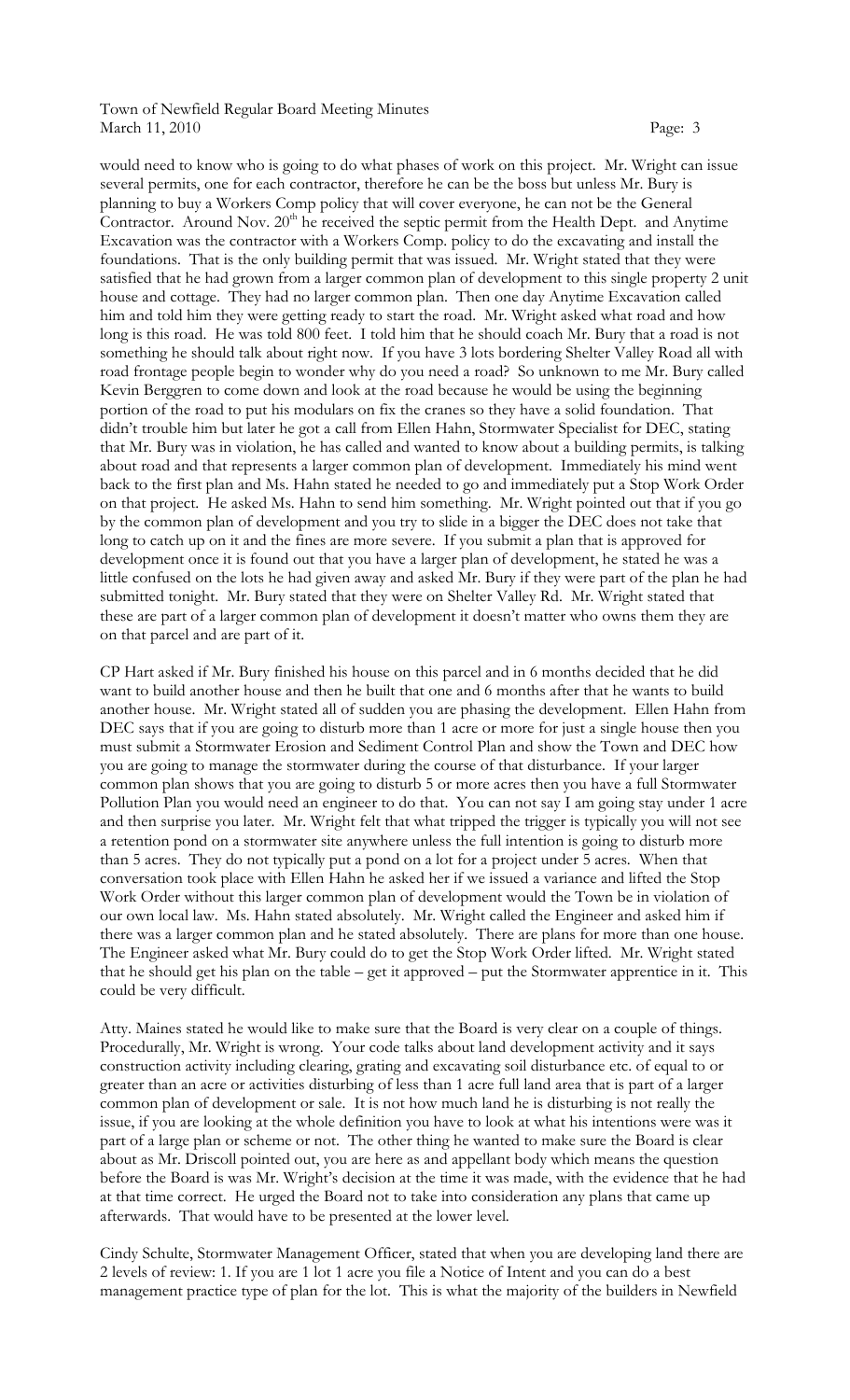would need to know who is going to do what phases of work on this project. Mr. Wright can issue several permits, one for each contractor, therefore he can be the boss but unless Mr. Bury is planning to buy a Workers Comp policy that will cover everyone, he can not be the General Contractor. Around Nov. 20th he received the septic permit from the Health Dept. and Anytime Excavation was the contractor with a Workers Comp. policy to do the excavating and install the foundations. That is the only building permit that was issued. Mr. Wright stated that they were satisfied that he had grown from a larger common plan of development to this single property 2 unit house and cottage. They had no larger common plan. Then one day Anytime Excavation called him and told him they were getting ready to start the road. Mr. Wright asked what road and how long is this road. He was told 800 feet. I told him that he should coach Mr. Bury that a road is not something he should talk about right now. If you have 3 lots bordering Shelter Valley Road all with road frontage people begin to wonder why do you need a road? So unknown to me Mr. Bury called Kevin Berggren to come down and look at the road because he would be using the beginning portion of the road to put his modulars on fix the cranes so they have a solid foundation. That didn't trouble him but later he got a call from Ellen Hahn, Stormwater Specialist for DEC, stating that Mr. Bury was in violation, he has called and wanted to know about a building permits, is talking about road and that represents a larger common plan of development. Immediately his mind went back to the first plan and Ms. Hahn stated he needed to go and immediately put a Stop Work Order on that project. He asked Ms. Hahn to send him something. Mr. Wright pointed out that if you go by the common plan of development and you try to slide in a bigger the DEC does not take that long to catch up on it and the fines are more severe. If you submit a plan that is approved for development once it is found out that you have a larger plan of development, he stated he was a little confused on the lots he had given away and asked Mr. Bury if they were part of the plan he had submitted tonight. Mr. Bury stated that they were on Shelter Valley Rd. Mr. Wright stated that these are part of a larger common plan of development it doesn't matter who owns them they are on that parcel and are part of it.

CP Hart asked if Mr. Bury finished his house on this parcel and in 6 months decided that he did want to build another house and then he built that one and 6 months after that he wants to build another house. Mr. Wright stated all of sudden you are phasing the development. Ellen Hahn from DEC says that if you are going to disturb more than 1 acre or more for just a single house then you must submit a Stormwater Erosion and Sediment Control Plan and show the Town and DEC how you are going to manage the stormwater during the course of that disturbance. If your larger common plan shows that you are going to disturb 5 or more acres then you have a full Stormwater Pollution Plan you would need an engineer to do that. You can not say I am going stay under 1 acre and then surprise you later. Mr. Wright felt that what tripped the trigger is typically you will not see a retention pond on a stormwater site anywhere unless the full intention is going to disturb more than 5 acres. They do not typically put a pond on a lot for a project under 5 acres. When that conversation took place with Ellen Hahn he asked her if we issued a variance and lifted the Stop Work Order without this larger common plan of development would the Town be in violation of our own local law. Ms. Hahn stated absolutely. Mr. Wright called the Engineer and asked him if there was a larger common plan and he stated absolutely. There are plans for more than one house. The Engineer asked what Mr. Bury could do to get the Stop Work Order lifted. Mr. Wright stated that he should get his plan on the table – get it approved – put the Stormwater apprentice in it. This could be very difficult.

Atty. Maines stated he would like to make sure that the Board is very clear on a couple of things. Procedurally, Mr. Wright is wrong. Your code talks about land development activity and it says construction activity including clearing, grating and excavating soil disturbance etc. of equal to or greater than an acre or activities disturbing of less than 1 acre full land area that is part of a larger common plan of development or sale. It is not how much land he is disturbing is not really the issue, if you are looking at the whole definition you have to look at what his intentions were was it part of a large plan or scheme or not. The other thing he wanted to make sure the Board is clear about as Mr. Driscoll pointed out, you are here as and appellant body which means the question before the Board is was Mr. Wright's decision at the time it was made, with the evidence that he had at that time correct. He urged the Board not to take into consideration any plans that came up afterwards. That would have to be presented at the lower level.

Cindy Schulte, Stormwater Management Officer, stated that when you are developing land there are 2 levels of review: 1. If you are 1 lot 1 acre you file a Notice of Intent and you can do a best management practice type of plan for the lot. This is what the majority of the builders in Newfield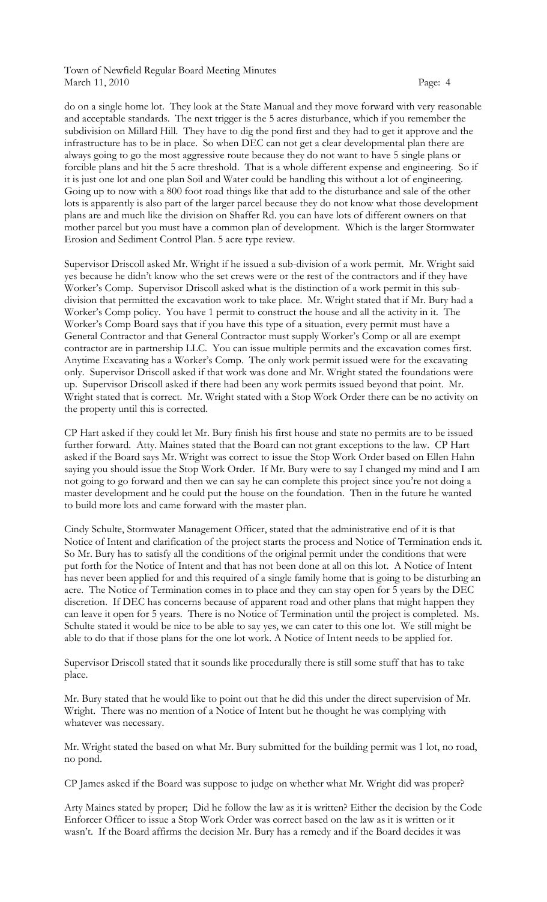do on a single home lot. They look at the State Manual and they move forward with very reasonable and acceptable standards. The next trigger is the 5 acres disturbance, which if you remember the subdivision on Millard Hill. They have to dig the pond first and they had to get it approve and the infrastructure has to be in place. So when DEC can not get a clear developmental plan there are always going to go the most aggressive route because they do not want to have 5 single plans or forcible plans and hit the 5 acre threshold. That is a whole different expense and engineering. So if it is just one lot and one plan Soil and Water could be handling this without a lot of engineering. Going up to now with a 800 foot road things like that add to the disturbance and sale of the other lots is apparently is also part of the larger parcel because they do not know what those development plans are and much like the division on Shaffer Rd. you can have lots of different owners on that mother parcel but you must have a common plan of development. Which is the larger Stormwater Erosion and Sediment Control Plan. 5 acre type review.

Supervisor Driscoll asked Mr. Wright if he issued a sub-division of a work permit. Mr. Wright said yes because he didn't know who the set crews were or the rest of the contractors and if they have Worker's Comp. Supervisor Driscoll asked what is the distinction of a work permit in this sub-division that permitted the excavation work to take place. Mr. Wright stated that if Mr. Bury had a Worker's Comp policy. You have 1 permit to construct the house and all the activity in it. The Worker's Comp Board says that if you have this type of a situation, every permit must have a General Contractor and that General Contractor must supply Worker's Comp or all are exempt contractor are in partnership LLC. You can issue multiple permits and the excavation comes first. Anytime Excavating has a Worker's Comp. The only work permit issued were for the excavating only. Supervisor Driscoll asked if that work was done and Mr. Wright stated the foundations were up. Supervisor Driscoll asked if there had been any work permits issued beyond that point. Mr. Wright stated that is correct. Mr. Wright stated with a Stop Work Order there can be no activity on the property until this is corrected.

CP Hart asked if they could let Mr. Bury finish his first house and state no permits are to be issued further forward. Atty. Maines stated that the Board can not grant exceptions to the law. CP Hart asked if the Board says Mr. Wright was correct to issue the Stop Work Order based on Ellen Hahn saying you should issue the Stop Work Order. If Mr. Bury were to say I changed my mind and I am not going to go forward and then we can say he can complete this project since you're not doing a master development and he could put the house on the foundation. Then in the future he wanted to build more lots and came forward with the master plan.

Cindy Schulte, Stormwater Management Officer, stated that the administrative end of it is that Notice of Intent and clarification of the project starts the process and Notice of Termination ends it. So Mr. Bury has to satisfy all the conditions of the original permit under the conditions that were put forth for the Notice of Intent and that has not been done at all on this lot. A Notice of Intent has never been applied for and this required of a single family home that is going to be disturbing an acre. The Notice of Termination comes in to place and they can stay open for 5 years by the DEC discretion. If DEC has concerns because of apparent road and other plans that might happen they can leave it open for 5 years. There is no Notice of Termination until the project is completed. Ms. Schulte stated it would be nice to be able to say yes, we can cater to this one lot. We still might be able to do that if those plans for the one lot work. A Notice of Intent needs to be applied for.

Supervisor Driscoll stated that it sounds like procedurally there is still some stuff that has to take place.

Mr. Bury stated that he would like to point out that he did this under the direct supervision of Mr. Wright. There was no mention of a Notice of Intent but he thought he was complying with whatever was necessary.

Mr. Wright stated the based on what Mr. Bury submitted for the building permit was 1 lot, no road, no pond.

CP James asked if the Board was suppose to judge on whether what Mr. Wright did was proper?

Arty Maines stated by proper; Did he follow the law as it is written? Either the decision by the Code Enforcer Officer to issue a Stop Work Order was correct based on the law as it is written or it wasn't. If the Board affirms the decision Mr. Bury has a remedy and if the Board decides it was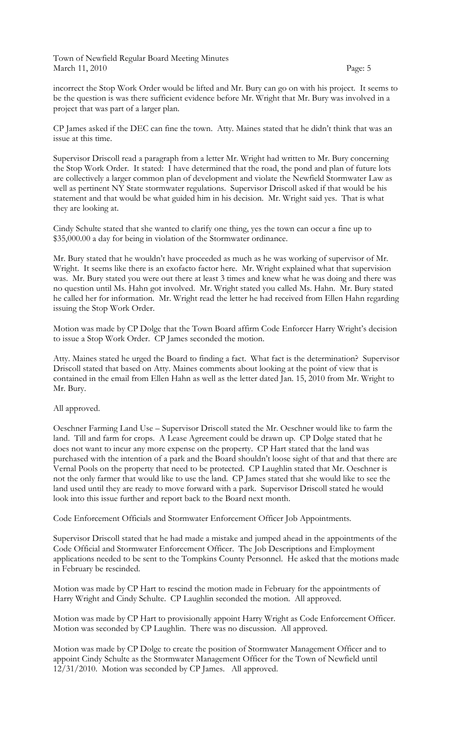incorrect the Stop Work Order would be lifted and Mr. Bury can go on with his project. It seems to be the question is was there sufficient evidence before Mr. Wright that Mr. Bury was involved in a project that was part of a larger plan.

CP James asked if the DEC can fine the town. Atty. Maines stated that he didn't think that was an issue at this time.

Supervisor Driscoll read a paragraph from a letter Mr. Wright had written to Mr. Bury concerning the Stop Work Order. It stated: I have determined that the road, the pond and plan of future lots are collectively a larger common plan of development and violate the Newfield Stormwater Law as well as pertinent NY State stormwater regulations. Supervisor Driscoll asked if that would be his statement and that would be what guided him in his decision. Mr. Wright said yes. That is what they are looking at.

Cindy Schulte stated that she wanted to clarify one thing, yes the town can occur a fine up to $35,000.00 a day for being in violation of the Stormwater ordinance.

Mr. Bury stated that he wouldn't have proceeded as much as he was working of supervisor of Mr. Wright. It seems like there is an exofacto factor here. Mr. Wright explained what that supervision was. Mr. Bury stated you were out there at least 3 times and knew what he was doing and there was no question until Ms. Hahn got involved. Mr. Wright stated you called Ms. Hahn. Mr. Bury stated he called her for information. Mr. Wright read the letter he had received from Ellen Hahn regarding issuing the Stop Work Order.

Motion was made by CP Dolge that the Town Board affirm Code Enforcer Harry Wright's decision to issue a Stop Work Order. CP James seconded the motion.

Atty. Maines stated he urged the Board to finding a fact. What fact is the determination? Supervisor Driscoll stated that based on Atty. Maines comments about looking at the point of view that is contained in the email from Ellen Hahn as well as the letter dated Jan. 15, 2010 from Mr. Wright to Mr. Bury.

All approved.

Oeschner Farming Land Use – Supervisor Driscoll stated the Mr. Oeschner would like to farm the land. Till and farm for crops. A Lease Agreement could be drawn up. CP Dolge stated that he does not want to incur any more expense on the property. CP Hart stated that the land was purchased with the intention of a park and the Board shouldn't loose sight of that and that there are Vernal Pools on the property that need to be protected. CP Laughlin stated that Mr. Oeschner is not the only farmer that would like to use the land. CP James stated that she would like to see the land used until they are ready to move forward with a park. Supervisor Driscoll stated he would look into this issue further and report back to the Board next month.

Code Enforcement Officials and Stormwater Enforcement Officer Job Appointments.

Supervisor Driscoll stated that he had made a mistake and jumped ahead in the appointments of the Code Official and Stormwater Enforcement Officer. The Job Descriptions and Employment applications needed to be sent to the Tompkins County Personnel. He asked that the motions made in February be rescinded.

Motion was made by CP Hart to rescind the motion made in February for the appointments of Harry Wright and Cindy Schulte. CP Laughlin seconded the motion. All approved.

Motion was made by CP Hart to provisionally appoint Harry Wright as Code Enforcement Officer. Motion was seconded by CP Laughlin. There was no discussion. All approved.

Motion was made by CP Dolge to create the position of Stormwater Management Officer and to appoint Cindy Schulte as the Stormwater Management Officer for the Town of Newfield until 12/31/2010. Motion was seconded by CP James. All approved.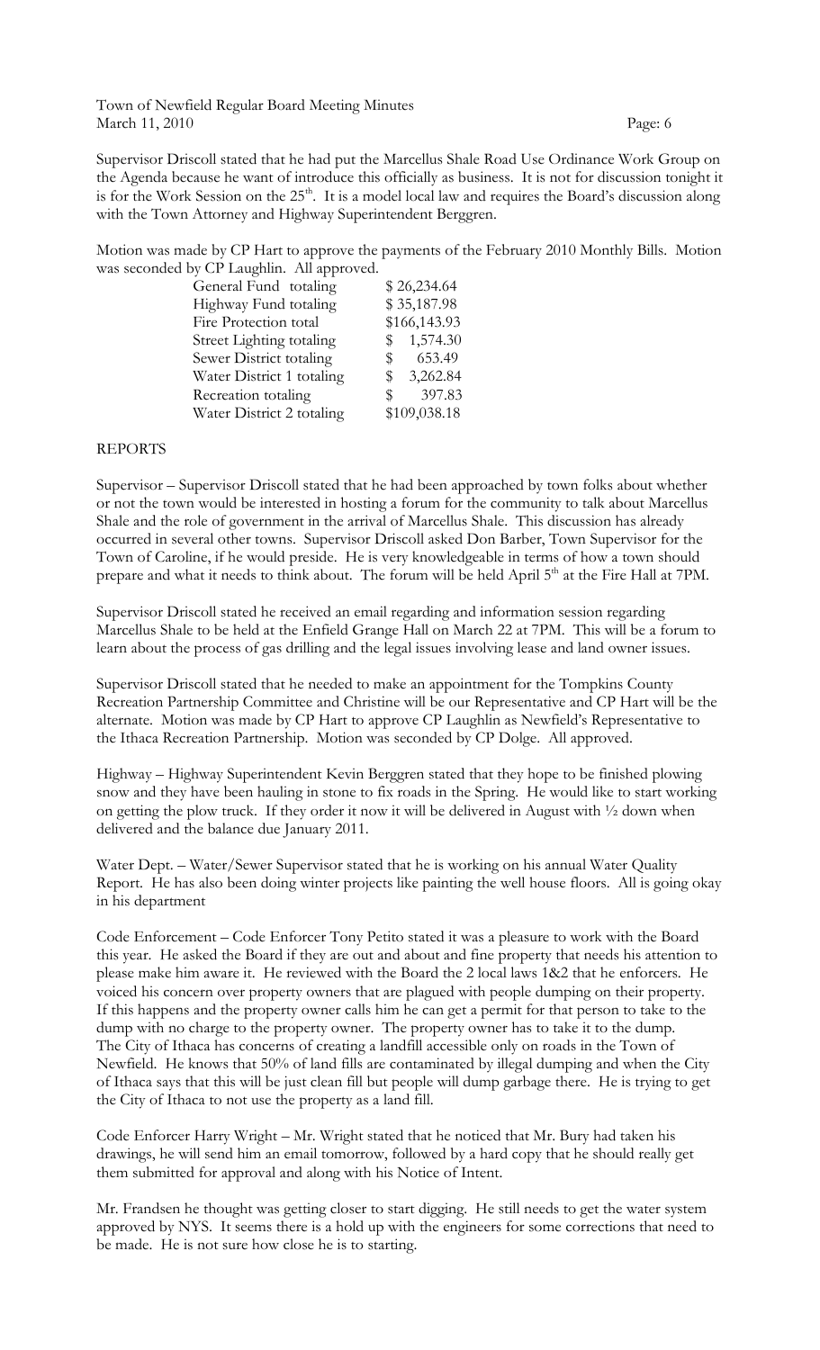Supervisor Driscoll stated that he had put the Marcellus Shale Road Use Ordinance Work Group on the Agenda because he want of introduce this officially as business. It is not for discussion tonight it is for the Work Session on the 25th. It is a model local law and requires the Board's discussion along with the Town Attorney and Highway Superintendent Berggren.

Motion was made by CP Hart to approve the payments of the February 2010 Monthly Bills. Motion was seconded by CP Laughlin. All approved.

| | |
|---|---|
| General Fund totaling | $ 26,234.64 |
| Highway Fund totaling | $ 35,187.98 |
| Fire Protection total | $166,143.93 |
| Street Lighting totaling | $ 1,574.30 |
| Sewer District totaling | $ 653.49 |
| Water District 1 totaling | $ 3,262.84 |
| Recreation totaling | $ 397.83 |
| Water District 2 totaling | $109,038.18 |

REPORTS

Supervisor – Supervisor Driscoll stated that he had been approached by town folks about whether or not the town would be interested in hosting a forum for the community to talk about Marcellus Shale and the role of government in the arrival of Marcellus Shale. This discussion has already occurred in several other towns. Supervisor Driscoll asked Don Barber, Town Supervisor for the Town of Caroline, if he would preside. He is very knowledgeable in terms of how a town should prepare and what it needs to think about. The forum will be held April 5th at the Fire Hall at 7PM.

Supervisor Driscoll stated he received an email regarding and information session regarding Marcellus Shale to be held at the Enfield Grange Hall on March 22 at 7PM. This will be a forum to learn about the process of gas drilling and the legal issues involving lease and land owner issues.

Supervisor Driscoll stated that he needed to make an appointment for the Tompkins County Recreation Partnership Committee and Christine will be our Representative and CP Hart will be the alternate. Motion was made by CP Hart to approve CP Laughlin as Newfield's Representative to the Ithaca Recreation Partnership. Motion was seconded by CP Dolge. All approved.

Highway – Highway Superintendent Kevin Berggren stated that they hope to be finished plowing snow and they have been hauling in stone to fix roads in the Spring. He would like to start working on getting the plow truck. If they order it now it will be delivered in August with ½ down when delivered and the balance due January 2011.

Water Dept. – Water/Sewer Supervisor stated that he is working on his annual Water Quality Report. He has also been doing winter projects like painting the well house floors. All is going okay in his department

Code Enforcement – Code Enforcer Tony Petito stated it was a pleasure to work with the Board this year. He asked the Board if they are out and about and fine property that needs his attention to please make him aware it. He reviewed with the Board the 2 local laws 1&2 that he enforcers. He voiced his concern over property owners that are plagued with people dumping on their property. If this happens and the property owner calls him he can get a permit for that person to take to the dump with no charge to the property owner. The property owner has to take it to the dump. The City of Ithaca has concerns of creating a landfill accessible only on roads in the Town of Newfield. He knows that 50% of land fills are contaminated by illegal dumping and when the City of Ithaca says that this will be just clean fill but people will dump garbage there. He is trying to get the City of Ithaca to not use the property as a land fill.

Code Enforcer Harry Wright – Mr. Wright stated that he noticed that Mr. Bury had taken his drawings, he will send him an email tomorrow, followed by a hard copy that he should really get them submitted for approval and along with his Notice of Intent.

Mr. Frandsen he thought was getting closer to start digging. He still needs to get the water system approved by NYS. It seems there is a hold up with the engineers for some corrections that need to be made. He is not sure how close he is to starting.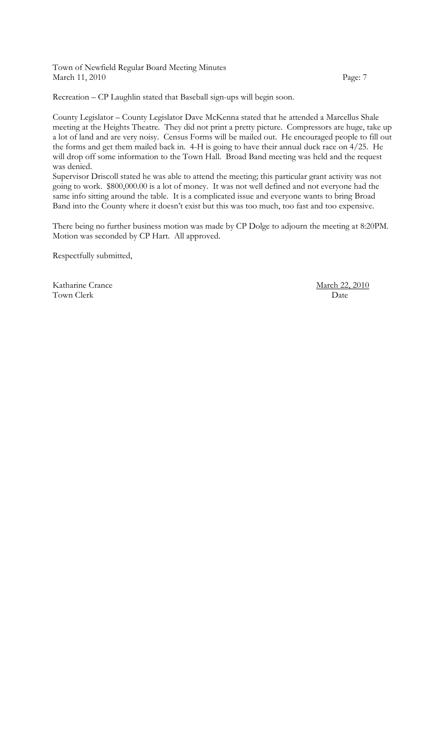Recreation – CP Laughlin stated that Baseball sign-ups will begin soon.

County Legislator – County Legislator Dave McKenna stated that he attended a Marcellus Shale meeting at the Heights Theatre. They did not print a pretty picture. Compressors are huge, take up a lot of land and are very noisy. Census Forms will be mailed out. He encouraged people to fill out the forms and get them mailed back in. 4-H is going to have their annual duck race on 4/25. He will drop off some information to the Town Hall. Broad Band meeting was held and the request was denied.

Supervisor Driscoll stated he was able to attend the meeting; this particular grant activity was not going to work. $800,000.00 is a lot of money. It was not well defined and not everyone had the same info sitting around the table. It is a complicated issue and everyone wants to bring Broad Band into the County where it doesn't exist but this was too much, too fast and too expensive.

There being no further business motion was made by CP Dolge to adjourn the meeting at 8:20PM. Motion was seconded by CP Hart. All approved.

Respectfully submitted,

Katharine Crance
Town Clerk

March 22, 2010
Date